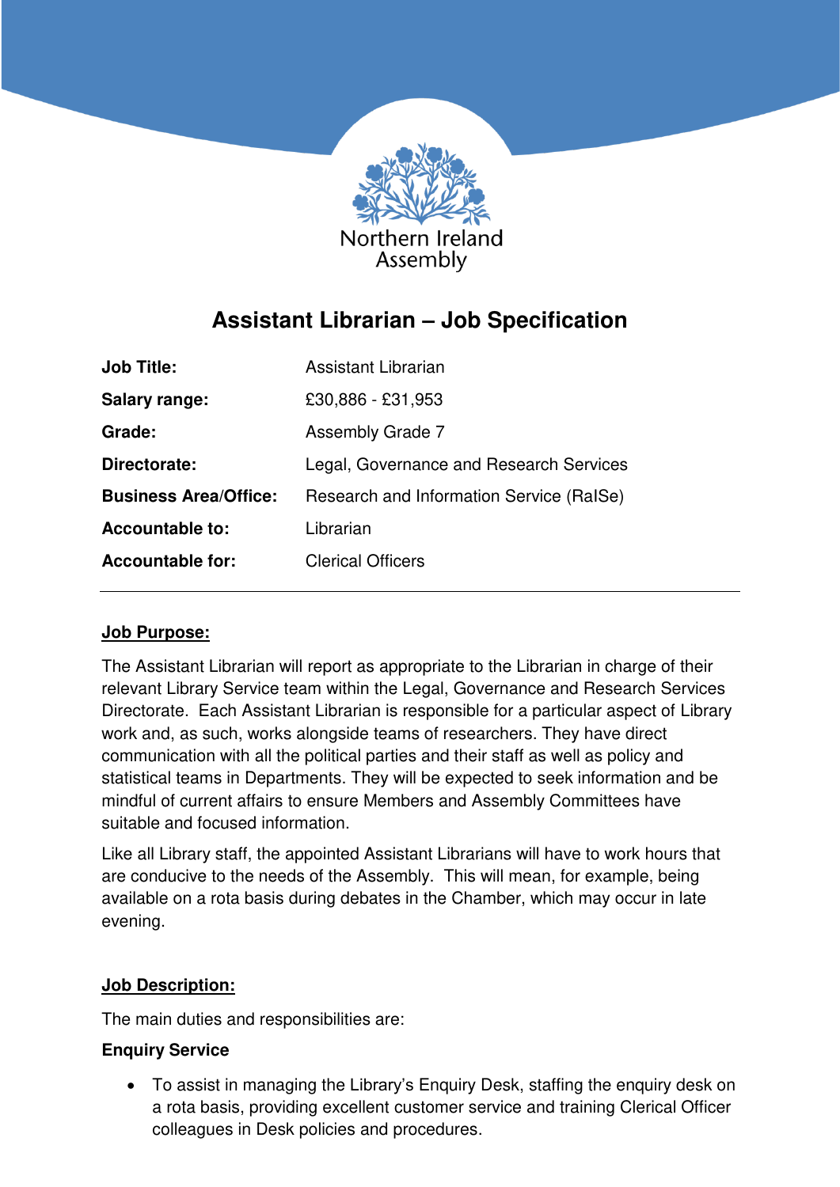Northern Ireland Assembly

# Assistant Librarian – Job Specification

| | |
|---|---|
| **Job Title:** | Assistant Librarian |
| **Salary range:** | £30,886 - £31,953 |
| **Grade:** | Assembly Grade 7 |
| **Directorate:** | Legal, Governance and Research Services |
| **Business Area/Office:** | Research and Information Service (RaISe) |
| **Accountable to:** | Librarian |
| **Accountable for:** | Clerical Officers |

---

## Job Purpose:

The Assistant Librarian will report as appropriate to the Librarian in charge of their relevant Library Service team within the Legal, Governance and Research Services Directorate. Each Assistant Librarian is responsible for a particular aspect of Library work and, as such, works alongside teams of researchers. They have direct communication with all the political parties and their staff as well as policy and statistical teams in Departments. They will be expected to seek information and be mindful of current affairs to ensure Members and Assembly Committees have suitable and focused information.

Like all Library staff, the appointed Assistant Librarians will have to work hours that are conducive to the needs of the Assembly. This will mean, for example, being available on a rota basis during debates in the Chamber, which may occur in late evening.

## Job Description:

The main duties and responsibilities are:

### Enquiry Service

- To assist in managing the Library's Enquiry Desk, staffing the enquiry desk on a rota basis, providing excellent customer service and training Clerical Officer colleagues in Desk policies and procedures.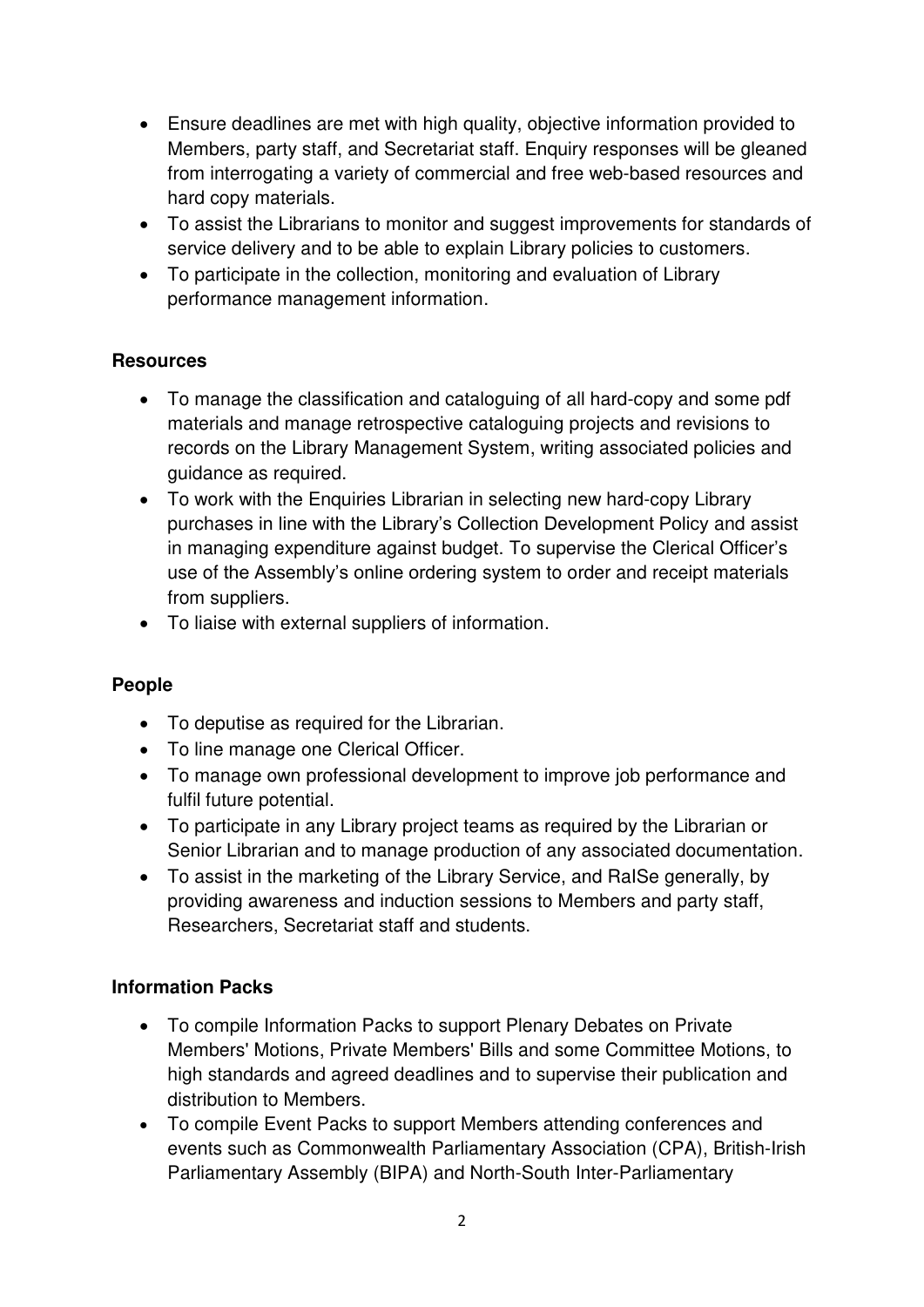- Ensure deadlines are met with high quality, objective information provided to Members, party staff, and Secretariat staff. Enquiry responses will be gleaned from interrogating a variety of commercial and free web-based resources and hard copy materials.
- To assist the Librarians to monitor and suggest improvements for standards of service delivery and to be able to explain Library policies to customers.
- To participate in the collection, monitoring and evaluation of Library performance management information.

**Resources**

- To manage the classification and cataloguing of all hard-copy and some pdf materials and manage retrospective cataloguing projects and revisions to records on the Library Management System, writing associated policies and guidance as required.
- To work with the Enquiries Librarian in selecting new hard-copy Library purchases in line with the Library's Collection Development Policy and assist in managing expenditure against budget. To supervise the Clerical Officer's use of the Assembly's online ordering system to order and receipt materials from suppliers.
- To liaise with external suppliers of information.

**People**

- To deputise as required for the Librarian.
- To line manage one Clerical Officer.
- To manage own professional development to improve job performance and fulfil future potential.
- To participate in any Library project teams as required by the Librarian or Senior Librarian and to manage production of any associated documentation.
- To assist in the marketing of the Library Service, and RaISe generally, by providing awareness and induction sessions to Members and party staff, Researchers, Secretariat staff and students.

**Information Packs**

- To compile Information Packs to support Plenary Debates on Private Members' Motions, Private Members' Bills and some Committee Motions, to high standards and agreed deadlines and to supervise their publication and distribution to Members.
- To compile Event Packs to support Members attending conferences and events such as Commonwealth Parliamentary Association (CPA), British-Irish Parliamentary Assembly (BIPA) and North-South Inter-Parliamentary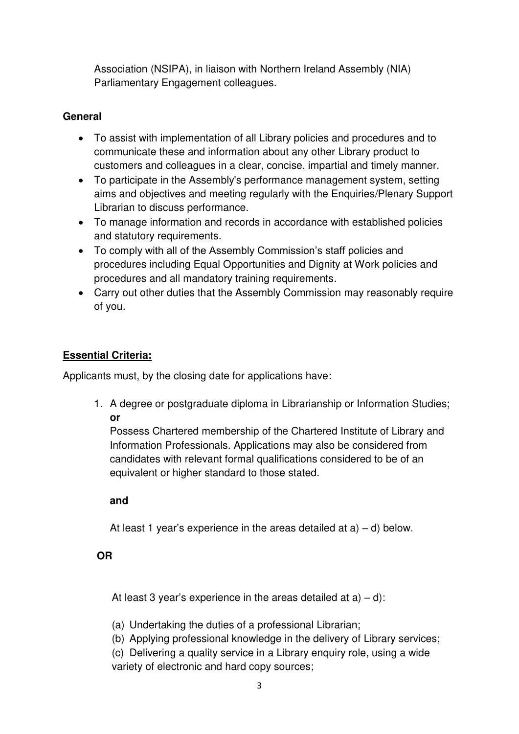Association (NSIPA), in liaison with Northern Ireland Assembly (NIA) Parliamentary Engagement colleagues.

**General**

- To assist with implementation of all Library policies and procedures and to communicate these and information about any other Library product to customers and colleagues in a clear, concise, impartial and timely manner.
- To participate in the Assembly's performance management system, setting aims and objectives and meeting regularly with the Enquiries/Plenary Support Librarian to discuss performance.
- To manage information and records in accordance with established policies and statutory requirements.
- To comply with all of the Assembly Commission's staff policies and procedures including Equal Opportunities and Dignity at Work policies and procedures and all mandatory training requirements.
- Carry out other duties that the Assembly Commission may reasonably require of you.

**Essential Criteria:**

Applicants must, by the closing date for applications have:

1. A degree or postgraduate diploma in Librarianship or Information Studies;
   **or**
   Possess Chartered membership of the Chartered Institute of Library and Information Professionals. Applications may also be considered from candidates with relevant formal qualifications considered to be of an equivalent or higher standard to those stated.

   **and**

   At least 1 year's experience in the areas detailed at a) – d) below.

**OR**

At least 3 year's experience in the areas detailed at a) – d):

(a) Undertaking the duties of a professional Librarian;
(b) Applying professional knowledge in the delivery of Library services;
(c) Delivering a quality service in a Library enquiry role, using a wide variety of electronic and hard copy sources;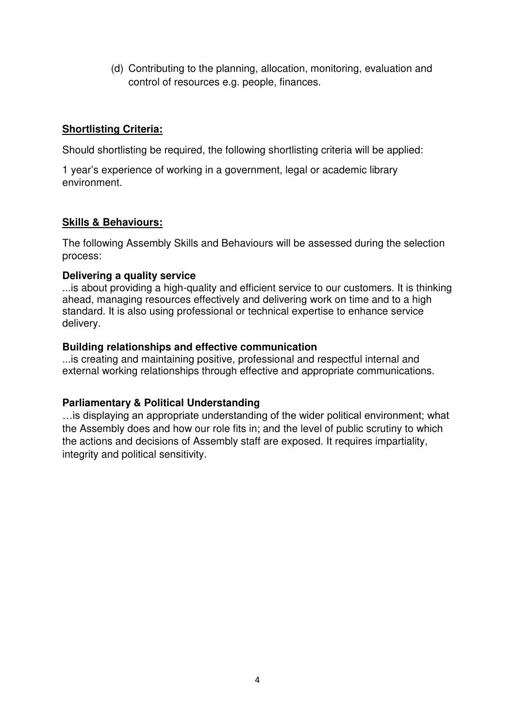(d) Contributing to the planning, allocation, monitoring, evaluation and control of resources e.g. people, finances.

**Shortlisting Criteria:**

Should shortlisting be required, the following shortlisting criteria will be applied:

1 year's experience of working in a government, legal or academic library environment.

**Skills & Behaviours:**

The following Assembly Skills and Behaviours will be assessed during the selection process:

**Delivering a quality service**
...is about providing a high-quality and efficient service to our customers. It is thinking ahead, managing resources effectively and delivering work on time and to a high standard. It is also using professional or technical expertise to enhance service delivery.

**Building relationships and effective communication**
...is creating and maintaining positive, professional and respectful internal and external working relationships through effective and appropriate communications.

**Parliamentary & Political Understanding**
…is displaying an appropriate understanding of the wider political environment; what the Assembly does and how our role fits in; and the level of public scrutiny to which the actions and decisions of Assembly staff are exposed. It requires impartiality, integrity and political sensitivity.